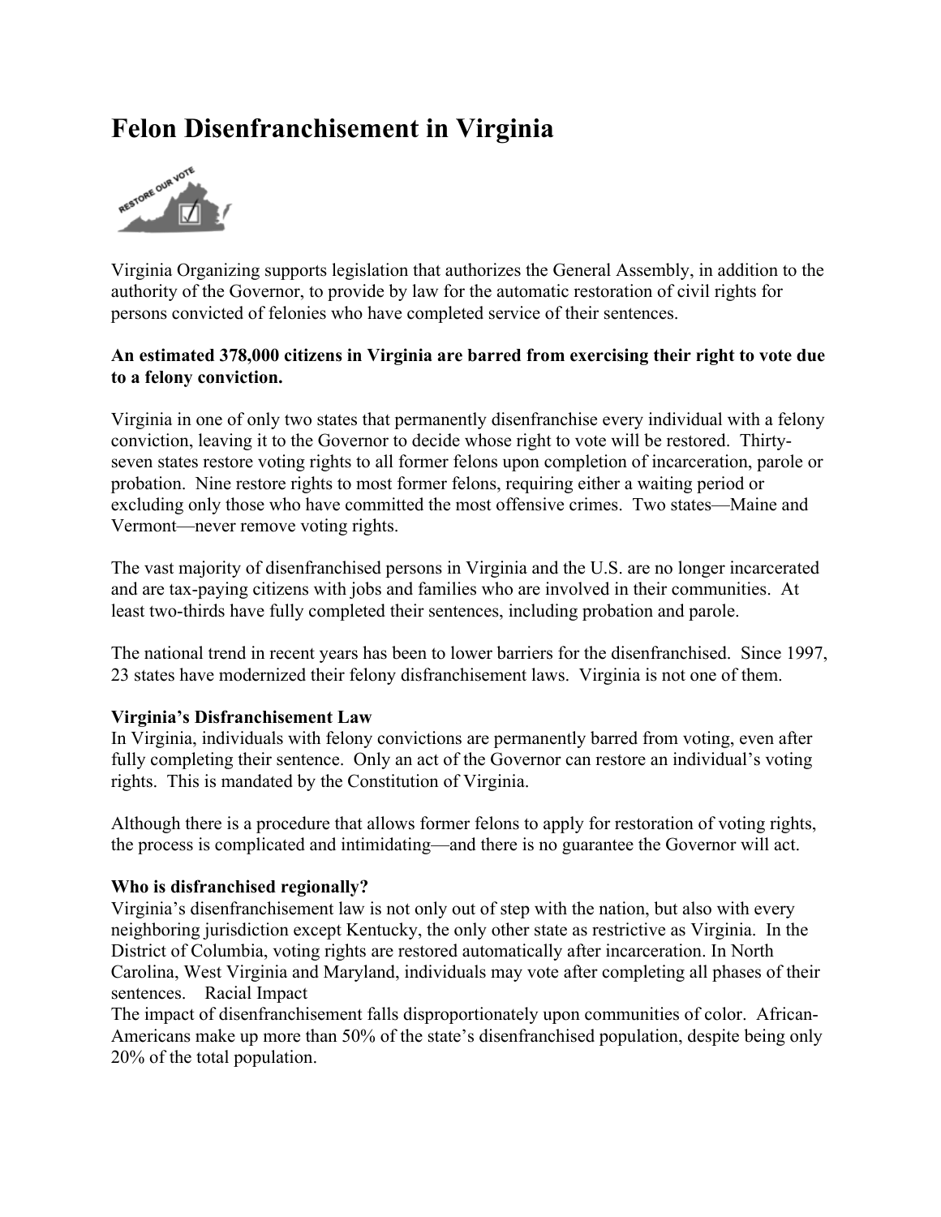# Felon Disenfranchisement in Virginia

Virginia Organizing supports legislation that authorizes the General Assembly, in addition to the authority of the Governor, to provide by law for the automatic restoration of civil rights for persons convicted of felonies who have completed service of their sentences.

**An estimated 378,000 citizens in Virginia are barred from exercising their right to vote due to a felony conviction.**

Virginia in one of only two states that permanently disenfranchise every individual with a felony conviction, leaving it to the Governor to decide whose right to vote will be restored. Thirty-seven states restore voting rights to all former felons upon completion of incarceration, parole or probation. Nine restore rights to most former felons, requiring either a waiting period or excluding only those who have committed the most offensive crimes. Two states—Maine and Vermont—never remove voting rights.

The vast majority of disenfranchised persons in Virginia and the U.S. are no longer incarcerated and are tax-paying citizens with jobs and families who are involved in their communities. At least two-thirds have fully completed their sentences, including probation and parole.

The national trend in recent years has been to lower barriers for the disenfranchised. Since 1997, 23 states have modernized their felony disfranchisement laws. Virginia is not one of them.

**Virginia's Disfranchisement Law**

In Virginia, individuals with felony convictions are permanently barred from voting, even after fully completing their sentence. Only an act of the Governor can restore an individual's voting rights. This is mandated by the Constitution of Virginia.

Although there is a procedure that allows former felons to apply for restoration of voting rights, the process is complicated and intimidating—and there is no guarantee the Governor will act.

**Who is disfranchised regionally?**

Virginia's disenfranchisement law is not only out of step with the nation, but also with every neighboring jurisdiction except Kentucky, the only other state as restrictive as Virginia. In the District of Columbia, voting rights are restored automatically after incarceration. In North Carolina, West Virginia and Maryland, individuals may vote after completing all phases of their sentences. Racial Impact

The impact of disenfranchisement falls disproportionately upon communities of color. African-Americans make up more than 50% of the state's disenfranchised population, despite being only 20% of the total population.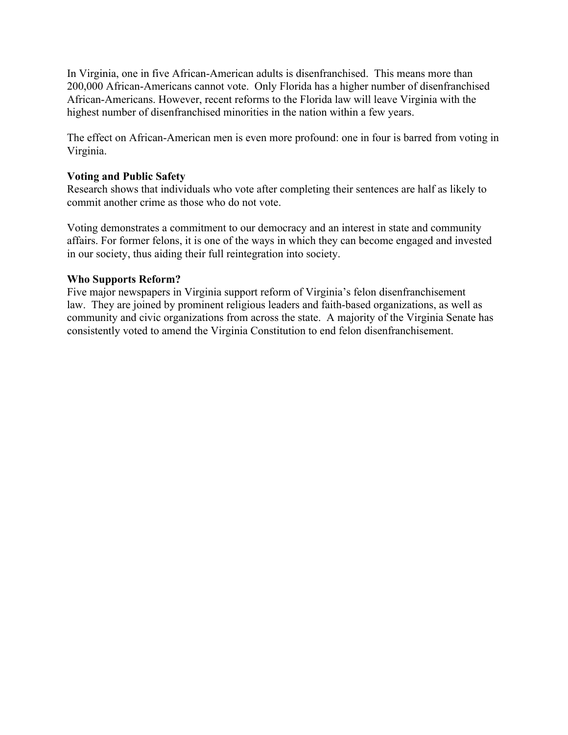In Virginia, one in five African-American adults is disenfranchised. This means more than 200,000 African-Americans cannot vote. Only Florida has a higher number of disenfranchised African-Americans. However, recent reforms to the Florida law will leave Virginia with the highest number of disenfranchised minorities in the nation within a few years.

The effect on African-American men is even more profound: one in four is barred from voting in Virginia.

**Voting and Public Safety**

Research shows that individuals who vote after completing their sentences are half as likely to commit another crime as those who do not vote.

Voting demonstrates a commitment to our democracy and an interest in state and community affairs. For former felons, it is one of the ways in which they can become engaged and invested in our society, thus aiding their full reintegration into society.

**Who Supports Reform?**

Five major newspapers in Virginia support reform of Virginia's felon disenfranchisement law. They are joined by prominent religious leaders and faith-based organizations, as well as community and civic organizations from across the state. A majority of the Virginia Senate has consistently voted to amend the Virginia Constitution to end felon disenfranchisement.